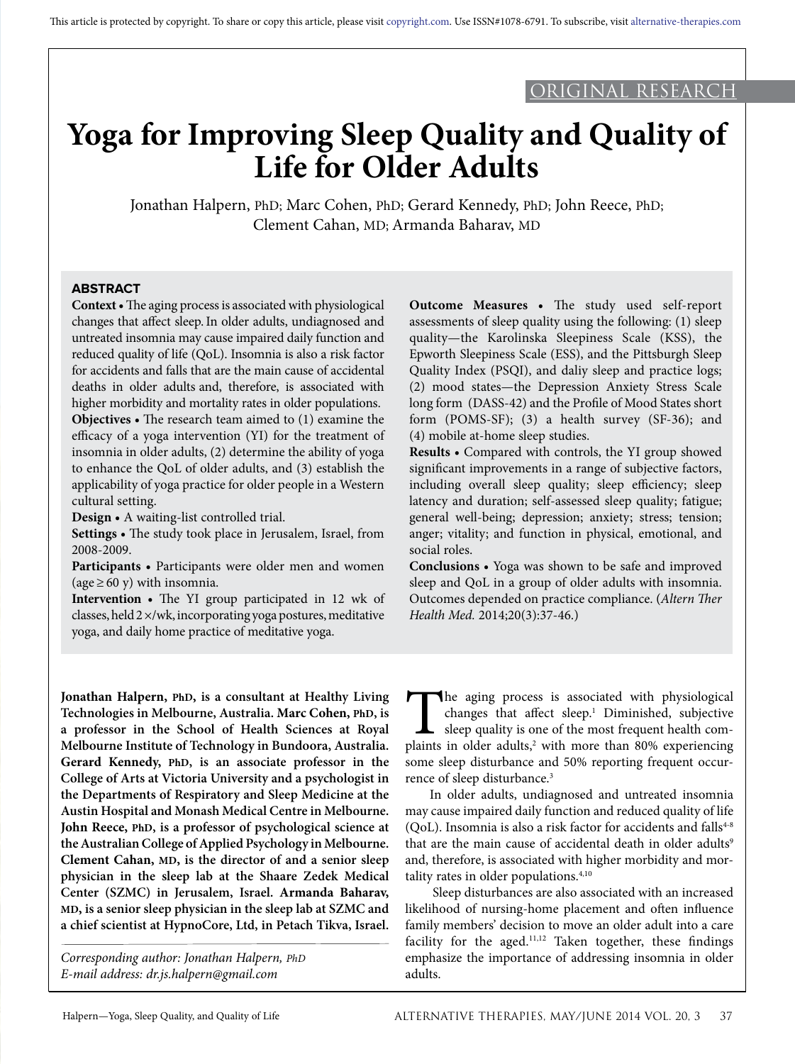ORIGINAL RESEARCH

# Yoga for Improving Sleep Quality and Quality of Life for Older Adults

Jonathan Halpern, PhD; Marc Cohen, PhD; Gerard Kennedy, PhD; John Reece, PhD; Clement Cahan, MD; Armanda Baharav, MD

## ABSTRACT

**Context •** The aging process is associated with physiological changes that affect sleep. In older adults, undiagnosed and untreated insomnia may cause impaired daily function and reduced quality of life (QoL). Insomnia is also a risk factor for accidents and falls that are the main cause of accidental deaths in older adults and, therefore, is associated with higher morbidity and mortality rates in older populations.

**Objectives •** The research team aimed to (1) examine the efficacy of a yoga intervention (YI) for the treatment of insomnia in older adults, (2) determine the ability of yoga to enhance the QoL of older adults, and (3) establish the applicability of yoga practice for older people in a Western cultural setting.

**Design •** A waiting-list controlled trial.

**Settings •** The study took place in Jerusalem, Israel, from 2008-2009.

**Participants •** Participants were older men and women (age ≥ 60 y) with insomnia.

**Intervention •** The YI group participated in 12 wk of classes, held 2×/wk, incorporating yoga postures, meditative yoga, and daily home practice of meditative yoga.

**Outcome Measures •** The study used self-report assessments of sleep quality using the following: (1) sleep quality—the Karolinska Sleepiness Scale (KSS), the Epworth Sleepiness Scale (ESS), and the Pittsburgh Sleep Quality Index (PSQI), and daliy sleep and practice logs; (2) mood states—the Depression Anxiety Stress Scale long form (DASS-42) and the Profile of Mood States short form (POMS-SF); (3) a health survey (SF-36); and (4) mobile at-home sleep studies.

**Results •** Compared with controls, the YI group showed significant improvements in a range of subjective factors, including overall sleep quality; sleep efficiency; sleep latency and duration; self-assessed sleep quality; fatigue; general well-being; depression; anxiety; stress; tension; anger; vitality; and function in physical, emotional, and social roles.

**Conclusions •** Yoga was shown to be safe and improved sleep and QoL in a group of older adults with insomnia. Outcomes depended on practice compliance. (*Altern Ther Health Med.* 2014;20(3):37-46.)

**Jonathan Halpern, PhD, is a consultant at Healthy Living Technologies in Melbourne, Australia. Marc Cohen, PhD, is a professor in the School of Health Sciences at Royal Melbourne Institute of Technology in Bundoora, Australia. Gerard Kennedy, PhD, is an associate professor in the College of Arts at Victoria University and a psychologist in the Departments of Respiratory and Sleep Medicine at the Austin Hospital and Monash Medical Centre in Melbourne. John Reece, PhD, is a professor of psychological science at the Australian College of Applied Psychology in Melbourne. Clement Cahan, MD, is the director of and a senior sleep physician in the sleep lab at the Shaare Zedek Medical Center (SZMC) in Jerusalem, Israel. Armanda Baharav, MD, is a senior sleep physician in the sleep lab at SZMC and a chief scientist at HypnoCore, Ltd, in Petach Tikva, Israel.**

*Corresponding author: Jonathan Halpern, PhD*
*E-mail address: dr.js.halpern@gmail.com*

The aging process is associated with physiological changes that affect sleep.[1] Diminished, subjective sleep quality is one of the most frequent health complaints in older adults,[2] with more than 80% experiencing some sleep disturbance and 50% reporting frequent occurrence of sleep disturbance.[3]

In older adults, undiagnosed and untreated insomnia may cause impaired daily function and reduced quality of life (QoL). Insomnia is also a risk factor for accidents and falls[4-8] that are the main cause of accidental death in older adults[9] and, therefore, is associated with higher morbidity and mortality rates in older populations.[4,10]

Sleep disturbances are also associated with an increased likelihood of nursing-home placement and often influence family members' decision to move an older adult into a care facility for the aged.[11,12] Taken together, these findings emphasize the importance of addressing insomnia in older adults.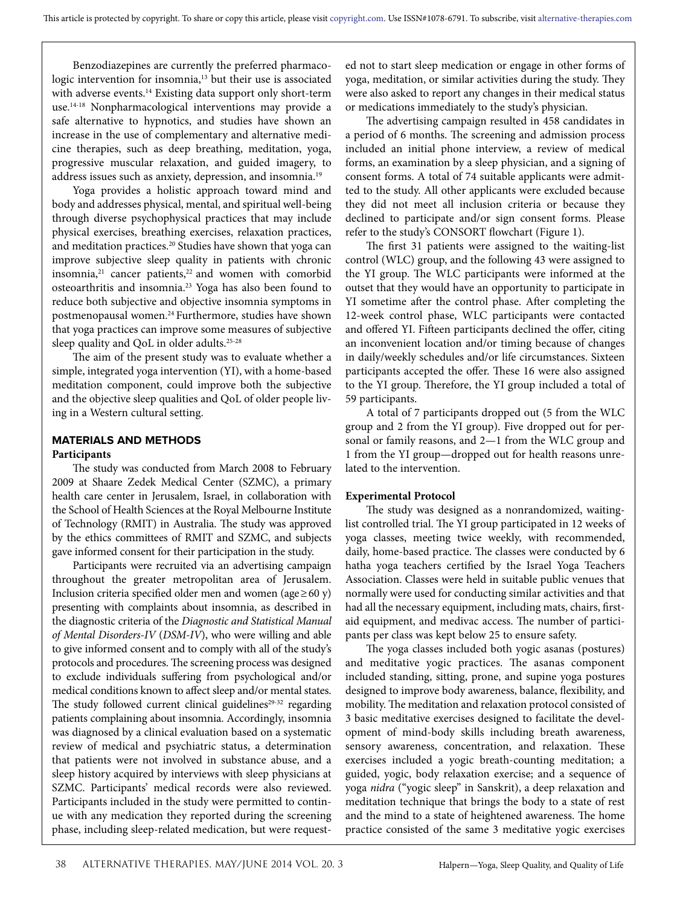Benzodiazepines are currently the preferred pharmacologic intervention for insomnia,[13] but their use is associated with adverse events.[14] Existing data support only short-term use.[14-18] Nonpharmacological interventions may provide a safe alternative to hypnotics, and studies have shown an increase in the use of complementary and alternative medicine therapies, such as deep breathing, meditation, yoga, progressive muscular relaxation, and guided imagery, to address issues such as anxiety, depression, and insomnia.[19]

Yoga provides a holistic approach toward mind and body and addresses physical, mental, and spiritual well-being through diverse psychophysical practices that may include physical exercises, breathing exercises, relaxation practices, and meditation practices.[20] Studies have shown that yoga can improve subjective sleep quality in patients with chronic insomnia,[21] cancer patients,[22] and women with comorbid osteoarthritis and insomnia.[23] Yoga has also been found to reduce both subjective and objective insomnia symptoms in postmenopausal women.[24] Furthermore, studies have shown that yoga practices can improve some measures of subjective sleep quality and QoL in older adults.[25-28]

The aim of the present study was to evaluate whether a simple, integrated yoga intervention (YI), with a home-based meditation component, could improve both the subjective and the objective sleep qualities and QoL of older people living in a Western cultural setting.

## MATERIALS AND METHODS

### Participants

The study was conducted from March 2008 to February 2009 at Shaare Zedek Medical Center (SZMC), a primary health care center in Jerusalem, Israel, in collaboration with the School of Health Sciences at the Royal Melbourne Institute of Technology (RMIT) in Australia. The study was approved by the ethics committees of RMIT and SZMC, and subjects gave informed consent for their participation in the study.

Participants were recruited via an advertising campaign throughout the greater metropolitan area of Jerusalem. Inclusion criteria specified older men and women (age ≥ 60 y) presenting with complaints about insomnia, as described in the diagnostic criteria of the *Diagnostic and Statistical Manual of Mental Disorders-IV* (*DSM-IV*), who were willing and able to give informed consent and to comply with all of the study's protocols and procedures. The screening process was designed to exclude individuals suffering from psychological and/or medical conditions known to affect sleep and/or mental states. The study followed current clinical guidelines[29-32] regarding patients complaining about insomnia. Accordingly, insomnia was diagnosed by a clinical evaluation based on a systematic review of medical and psychiatric status, a determination that patients were not involved in substance abuse, and a sleep history acquired by interviews with sleep physicians at SZMC. Participants' medical records were also reviewed. Participants included in the study were permitted to continue with any medication they reported during the screening phase, including sleep-related medication, but were requested not to start sleep medication or engage in other forms of yoga, meditation, or similar activities during the study. They were also asked to report any changes in their medical status or medications immediately to the study's physician.

The advertising campaign resulted in 458 candidates in a period of 6 months. The screening and admission process included an initial phone interview, a review of medical forms, an examination by a sleep physician, and a signing of consent forms. A total of 74 suitable applicants were admitted to the study. All other applicants were excluded because they did not meet all inclusion criteria or because they declined to participate and/or sign consent forms. Please refer to the study's CONSORT flowchart (Figure 1).

The first 31 patients were assigned to the waiting-list control (WLC) group, and the following 43 were assigned to the YI group. The WLC participants were informed at the outset that they would have an opportunity to participate in YI sometime after the control phase. After completing the 12-week control phase, WLC participants were contacted and offered YI. Fifteen participants declined the offer, citing an inconvenient location and/or timing because of changes in daily/weekly schedules and/or life circumstances. Sixteen participants accepted the offer. These 16 were also assigned to the YI group. Therefore, the YI group included a total of 59 participants.

A total of 7 participants dropped out (5 from the WLC group and 2 from the YI group). Five dropped out for personal or family reasons, and 2—1 from the WLC group and 1 from the YI group—dropped out for health reasons unrelated to the intervention.

### Experimental Protocol

The study was designed as a nonrandomized, waiting-list controlled trial. The YI group participated in 12 weeks of yoga classes, meeting twice weekly, with recommended, daily, home-based practice. The classes were conducted by 6 hatha yoga teachers certified by the Israel Yoga Teachers Association. Classes were held in suitable public venues that normally were used for conducting similar activities and that had all the necessary equipment, including mats, chairs, first-aid equipment, and medivac access. The number of participants per class was kept below 25 to ensure safety.

The yoga classes included both yogic asanas (postures) and meditative yogic practices. The asanas component included standing, sitting, prone, and supine yoga postures designed to improve body awareness, balance, flexibility, and mobility. The meditation and relaxation protocol consisted of 3 basic meditative exercises designed to facilitate the development of mind-body skills including breath awareness, sensory awareness, concentration, and relaxation. These exercises included a yogic breath-counting meditation; a guided, yogic, body relaxation exercise; and a sequence of yoga *nidra* ("yogic sleep" in Sanskrit), a deep relaxation and meditation technique that brings the body to a state of rest and the mind to a state of heightened awareness. The home practice consisted of the same 3 meditative yogic exercises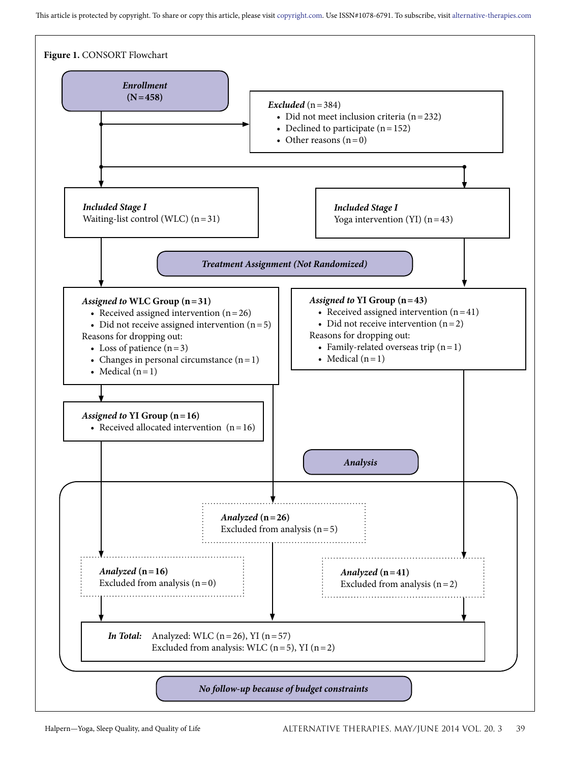**Figure 1.** CONSORT Flowchart

***Enrollment***
**(N = 458)**

*Excluded* (n = 384)
- Did not meet inclusion criteria (n = 232)
- Declined to participate (n = 152)
- Other reasons (n = 0)

***Included Stage I***
Waiting-list control (WLC) (n = 31)

***Included Stage I***
Yoga intervention (YI) (n = 43)

***Treatment Assignment (Not Randomized)***

***Assigned to* WLC Group (n = 31)**
- Received assigned intervention (n = 26)
- Did not receive assigned intervention (n = 5)

Reasons for dropping out:
- Loss of patience (n = 3)
- Changes in personal circumstance (n = 1)
- Medical (n = 1)

***Assigned to* YI Group (n = 43)**
- Received assigned intervention (n = 41)
- Did not receive intervention (n = 2)

Reasons for dropping out:
- Family-related overseas trip (n = 1)
- Medical (n = 1)

***Assigned to* YI Group (n = 16)**
- Received allocated intervention (n = 16)

***Analysis***

***Analyzed* (n = 26)**
Excluded from analysis (n = 5)

***Analyzed* (n = 16)**
Excluded from analysis (n = 0)

***Analyzed* (n = 41)**
Excluded from analysis (n = 2)

***In Total:*** Analyzed: WLC (n = 26), YI (n = 57)
Excluded from analysis: WLC (n = 5), YI (n = 2)

***No follow-up because of budget constraints***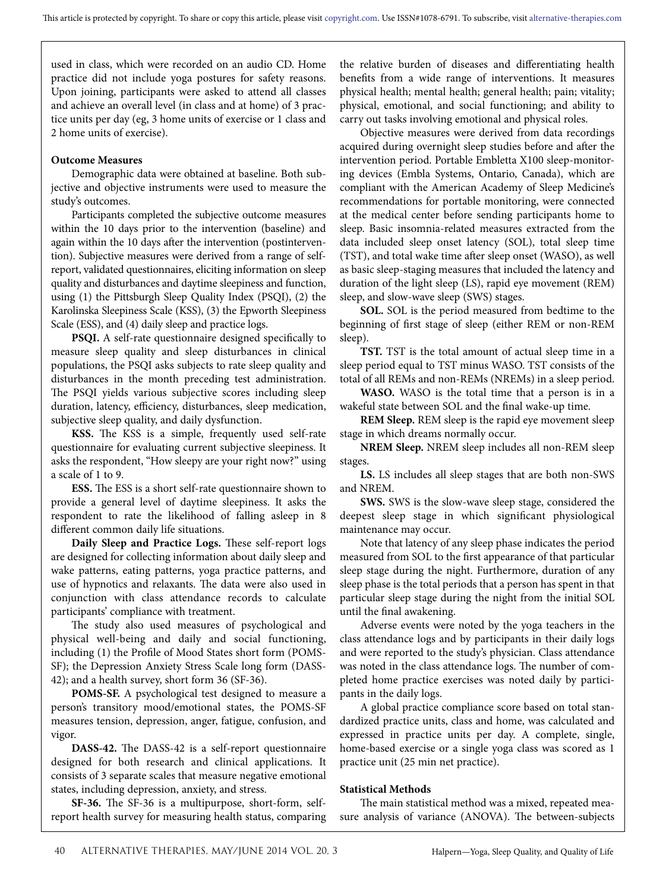used in class, which were recorded on an audio CD. Home practice did not include yoga postures for safety reasons. Upon joining, participants were asked to attend all classes and achieve an overall level (in class and at home) of 3 practice units per day (eg, 3 home units of exercise or 1 class and 2 home units of exercise).

**Outcome Measures**

Demographic data were obtained at baseline. Both subjective and objective instruments were used to measure the study's outcomes.

Participants completed the subjective outcome measures within the 10 days prior to the intervention (baseline) and again within the 10 days after the intervention (postintervention). Subjective measures were derived from a range of self-report, validated questionnaires, eliciting information on sleep quality and disturbances and daytime sleepiness and function, using (1) the Pittsburgh Sleep Quality Index (PSQI), (2) the Karolinska Sleepiness Scale (KSS), (3) the Epworth Sleepiness Scale (ESS), and (4) daily sleep and practice logs.

**PSQI.** A self-rate questionnaire designed specifically to measure sleep quality and sleep disturbances in clinical populations, the PSQI asks subjects to rate sleep quality and disturbances in the month preceding test administration. The PSQI yields various subjective scores including sleep duration, latency, efficiency, disturbances, sleep medication, subjective sleep quality, and daily dysfunction.

**KSS.** The KSS is a simple, frequently used self-rate questionnaire for evaluating current subjective sleepiness. It asks the respondent, "How sleepy are your right now?" using a scale of 1 to 9.

**ESS.** The ESS is a short self-rate questionnaire shown to provide a general level of daytime sleepiness. It asks the respondent to rate the likelihood of falling asleep in 8 different common daily life situations.

**Daily Sleep and Practice Logs.** These self-report logs are designed for collecting information about daily sleep and wake patterns, eating patterns, yoga practice patterns, and use of hypnotics and relaxants. The data were also used in conjunction with class attendance records to calculate participants' compliance with treatment.

The study also used measures of psychological and physical well-being and daily and social functioning, including (1) the Profile of Mood States short form (POMS-SF); the Depression Anxiety Stress Scale long form (DASS-42); and a health survey, short form 36 (SF-36).

**POMS-SF.** A psychological test designed to measure a person's transitory mood/emotional states, the POMS-SF measures tension, depression, anger, fatigue, confusion, and vigor.

**DASS-42.** The DASS-42 is a self-report questionnaire designed for both research and clinical applications. It consists of 3 separate scales that measure negative emotional states, including depression, anxiety, and stress.

**SF-36.** The SF-36 is a multipurpose, short-form, self-report health survey for measuring health status, comparing the relative burden of diseases and differentiating health benefits from a wide range of interventions. It measures physical health; mental health; general health; pain; vitality; physical, emotional, and social functioning; and ability to carry out tasks involving emotional and physical roles.

Objective measures were derived from data recordings acquired during overnight sleep studies before and after the intervention period. Portable Embletta X100 sleep-monitoring devices (Embla Systems, Ontario, Canada), which are compliant with the American Academy of Sleep Medicine's recommendations for portable monitoring, were connected at the medical center before sending participants home to sleep. Basic insomnia-related measures extracted from the data included sleep onset latency (SOL), total sleep time (TST), and total wake time after sleep onset (WASO), as well as basic sleep-staging measures that included the latency and duration of the light sleep (LS), rapid eye movement (REM) sleep, and slow-wave sleep (SWS) stages.

**SOL.** SOL is the period measured from bedtime to the beginning of first stage of sleep (either REM or non-REM sleep).

**TST.** TST is the total amount of actual sleep time in a sleep period equal to TST minus WASO. TST consists of the total of all REMs and non-REMs (NREMs) in a sleep period.

**WASO.** WASO is the total time that a person is in a wakeful state between SOL and the final wake-up time.

**REM Sleep.** REM sleep is the rapid eye movement sleep stage in which dreams normally occur.

**NREM Sleep.** NREM sleep includes all non-REM sleep stages.

**LS.** LS includes all sleep stages that are both non-SWS and NREM.

**SWS.** SWS is the slow-wave sleep stage, considered the deepest sleep stage in which significant physiological maintenance may occur.

Note that latency of any sleep phase indicates the period measured from SOL to the first appearance of that particular sleep stage during the night. Furthermore, duration of any sleep phase is the total periods that a person has spent in that particular sleep stage during the night from the initial SOL until the final awakening.

Adverse events were noted by the yoga teachers in the class attendance logs and by participants in their daily logs and were reported to the study's physician. Class attendance was noted in the class attendance logs. The number of completed home practice exercises was noted daily by participants in the daily logs.

A global practice compliance score based on total standardized practice units, class and home, was calculated and expressed in practice units per day. A complete, single, home-based exercise or a single yoga class was scored as 1 practice unit (25 min net practice).

**Statistical Methods**

The main statistical method was a mixed, repeated measure analysis of variance (ANOVA). The between-subjects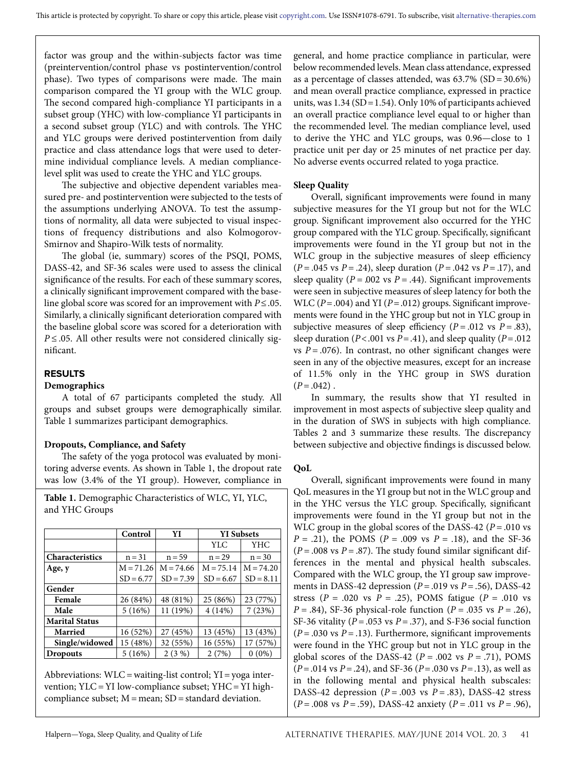factor was group and the within-subjects factor was time (preintervention/control phase vs postintervention/control phase). Two types of comparisons were made. The main comparison compared the YI group with the WLC group. The second compared high-compliance YI participants in a subset group (YHC) with low-compliance YI participants in a second subset group (YLC) and with controls. The YHC and YLC groups were derived postintervention from daily practice and class attendance logs that were used to determine individual compliance levels. A median compliance-level split was used to create the YHC and YLC groups.

The subjective and objective dependent variables measured pre- and postintervention were subjected to the tests of the assumptions underlying ANOVA. To test the assumptions of normality, all data were subjected to visual inspections of frequency distributions and also Kolmogorov-Smirnov and Shapiro-Wilk tests of normality.

The global (ie, summary) scores of the PSQI, POMS, DASS-42, and SF-36 scales were used to assess the clinical significance of the results. For each of these summary scores, a clinically significant improvement compared with the baseline global score was scored for an improvement with $P \leq .05$. Similarly, a clinically significant deterioration compared with the baseline global score was scored for a deterioration with $P \leq .05$. All other results were not considered clinically significant.

## RESULTS

### Demographics

A total of 67 participants completed the study. All groups and subset groups were demographically similar. Table 1 summarizes participant demographics.

### Dropouts, Compliance, and Safety

The safety of the yoga protocol was evaluated by monitoring adverse events. As shown in Table 1, the dropout rate was low (3.4% of the YI group). However, compliance in general, and home practice compliance in particular, were below recommended levels. Mean class attendance, expressed as a percentage of classes attended, was 63.7% (SD = 30.6%) and mean overall practice compliance, expressed in practice units, was 1.34 (SD = 1.54). Only 10% of participants achieved an overall practice compliance level equal to or higher than the recommended level. The median compliance level, used to derive the YHC and YLC groups, was 0.96—close to 1 practice unit per day or 25 minutes of net practice per day. No adverse events occurred related to yoga practice.

**Table 1.** Demographic Characteristics of WLC, YI, YLC, and YHC Groups

| | Control | YI | YI Subsets | |
|---|---|---|---|---|
| | | | YLC | YHC |
| **Characteristics** | n = 31 | n = 59 | n = 29 | n = 30 |
| **Age, y** | M = 71.26<br>SD = 6.77 | M = 74.66<br>SD = 7.39 | M = 75.14<br>SD = 6.67 | M = 74.20<br>SD = 8.11 |
| **Gender** | | | | |
| **Female** | 26 (84%) | 48 (81%) | 25 (86%) | 23 (77%) |
| **Male** | 5 (16%) | 11 (19%) | 4 (14%) | 7 (23%) |
| **Marital Status** | | | | |
| **Married** | 16 (52%) | 27 (45%) | 13 (45%) | 13 (43%) |
| **Single/widowed** | 15 (48%) | 32 (55%) | 16 (55%) | 17 (57%) |
| **Dropouts** | 5 (16%) | 2 (3 %) | 2 (7%) | 0 (0%) |

Abbreviations: WLC = waiting-list control; YI = yoga intervention; YLC = YI low-compliance subset; YHC = YI high-compliance subset; M = mean; SD = standard deviation.

### Sleep Quality

Overall, significant improvements were found in many subjective measures for the YI group but not for the WLC group. Significant improvement also occurred for the YHC group compared with the YLC group. Specifically, significant improvements were found in the YI group but not in the WLC group in the subjective measures of sleep efficiency ($P = .045$ vs $P = .24$), sleep duration ($P = .042$ vs $P = .17$), and sleep quality ($P = .002$ vs $P = .44$). Significant improvements were seen in subjective measures of sleep latency for both the WLC ($P = .004$) and YI ($P = .012$) groups. Significant improvements were found in the YHC group but not in YLC group in subjective measures of sleep efficiency ($P = .012$ vs $P = .83$), sleep duration ($P < .001$ vs $P = .41$), and sleep quality ($P = .012$ vs $P = .076$). In contrast, no other significant changes were seen in any of the objective measures, except for an increase of 11.5% only in the YHC group in SWS duration ($P = .042$) .

In summary, the results show that YI resulted in improvement in most aspects of subjective sleep quality and in the duration of SWS in subjects with high compliance. Tables 2 and 3 summarize these results. The discrepancy between subjective and objective findings is discussed below.

### QoL

Overall, significant improvements were found in many QoL measures in the YI group but not in the WLC group and in the YHC versus the YLC group. Specifically, significant improvements were found in the YI group but not in the WLC group in the global scores of the DASS-42 ($P = .010$ vs $P = .21$), the POMS ($P = .009$ vs $P = .18$), and the SF-36 ($P = .008$ vs $P = .87$). The study found similar significant differences in the mental and physical health subscales. Compared with the WLC group, the YI group saw improvements in DASS-42 depression ($P = .019$ vs $P = .56$), DASS-42 stress ($P = .020$ vs $P = .25$), POMS fatigue ($P = .010$ vs $P = .84$), SF-36 physical-role function ($P = .035$ vs $P = .26$), SF-36 vitality ($P = .053$ vs $P = .37$), and S-F36 social function ($P = .030$ vs $P = .13$). Furthermore, significant improvements were found in the YHC group but not in YLC group in the global scores of the DASS-42 ($P = .002$ vs $P = .71$), POMS ($P = .014$ vs $P = .24$), and SF-36 ($P = .030$ vs $P = .13$), as well as in the following mental and physical health subscales: DASS-42 depression ($P = .003$ vs $P = .83$), DASS-42 stress ($P = .008$ vs $P = .59$), DASS-42 anxiety ($P = .011$ vs $P = .96$),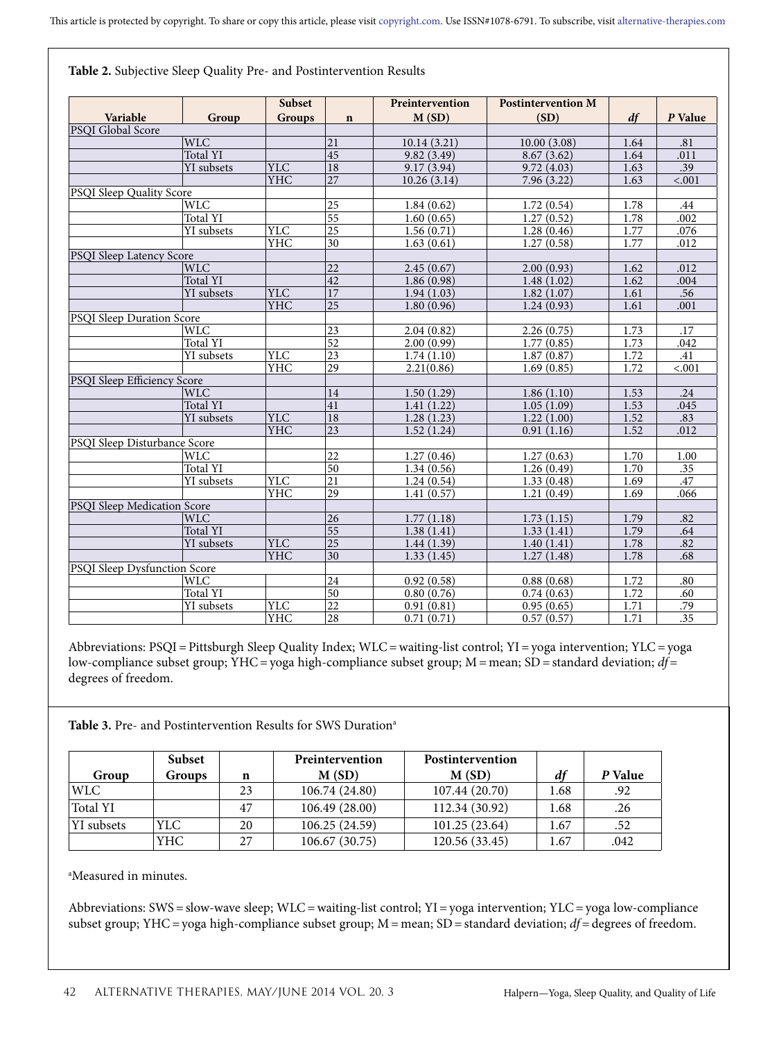**Table 2.** Subjective Sleep Quality Pre- and Postintervention Results

| Variable | Group | Subset Groups | n | Preintervention M (SD) | Postintervention M (SD) | *df* | *P* Value |
|---|---|---|---|---|---|---|---|
| PSQI Global Score | | | | | | | |
| | WLC | | 21 | 10.14 (3.21) | 10.00 (3.08) | 1.64 | .81 |
| | Total YI | | 45 | 9.82 (3.49) | 8.67 (3.62) | 1.64 | .011 |
| | YI subsets | YLC | 18 | 9.17 (3.94) | 9.72 (4.03) | 1.63 | .39 |
| | | YHC | 27 | 10.26 (3.14) | 7.96 (3.22) | 1.63 | <.001 |
| PSQI Sleep Quality Score | | | | | | | |
| | WLC | | 25 | 1.84 (0.62) | 1.72 (0.54) | 1.78 | .44 |
| | Total YI | | 55 | 1.60 (0.65) | 1.27 (0.52) | 1.78 | .002 |
| | YI subsets | YLC | 25 | 1.56 (0.71) | 1.28 (0.46) | 1.77 | .076 |
| | | YHC | 30 | 1.63 (0.61) | 1.27 (0.58) | 1.77 | .012 |
| PSQI Sleep Latency Score | | | | | | | |
| | WLC | | 22 | 2.45 (0.67) | 2.00 (0.93) | 1.62 | .012 |
| | Total YI | | 42 | 1.86 (0.98) | 1.48 (1.02) | 1.62 | .004 |
| | YI subsets | YLC | 17 | 1.94 (1.03) | 1.82 (1.07) | 1.61 | .56 |
| | | YHC | 25 | 1.80 (0.96) | 1.24 (0.93) | 1.61 | .001 |
| PSQI Sleep Duration Score | | | | | | | |
| | WLC | | 23 | 2.04 (0.82) | 2.26 (0.75) | 1.73 | .17 |
| | Total YI | | 52 | 2.00 (0.99) | 1.77 (0.85) | 1.73 | .042 |
| | YI subsets | YLC | 23 | 1.74 (1.10) | 1.87 (0.87) | 1.72 | .41 |
| | | YHC | 29 | 2.21(0.86) | 1.69 (0.85) | 1.72 | <.001 |
| PSQI Sleep Efficiency Score | | | | | | | |
| | WLC | | 14 | 1.50 (1.29) | 1.86 (1.10) | 1.53 | .24 |
| | Total YI | | 41 | 1.41 (1.22) | 1.05 (1.09) | 1.53 | .045 |
| | YI subsets | YLC | 18 | 1.28 (1.23) | 1.22 (1.00) | 1.52 | .83 |
| | | YHC | 23 | 1.52 (1.24) | 0.91 (1.16) | 1.52 | .012 |
| PSQI Sleep Disturbance Score | | | | | | | |
| | WLC | | 22 | 1.27 (0.46) | 1.27 (0.63) | 1.70 | 1.00 |
| | Total YI | | 50 | 1.34 (0.56) | 1.26 (0.49) | 1.70 | .35 |
| | YI subsets | YLC | 21 | 1.24 (0.54) | 1.33 (0.48) | 1.69 | .47 |
| | | YHC | 29 | 1.41 (0.57) | 1.21 (0.49) | 1.69 | .066 |
| PSQI Sleep Medication Score | | | | | | | |
| | WLC | | 26 | 1.77 (1.18) | 1.73 (1.15) | 1.79 | .82 |
| | Total YI | | 55 | 1.38 (1.41) | 1.33 (1.41) | 1.79 | .64 |
| | YI subsets | YLC | 25 | 1.44 (1.39) | 1.40 (1.41) | 1.78 | .82 |
| | | YHC | 30 | 1.33 (1.45) | 1.27 (1.48) | 1.78 | .68 |
| PSQI Sleep Dysfunction Score | | | | | | | |
| | WLC | | 24 | 0.92 (0.58) | 0.88 (0.68) | 1.72 | .80 |
| | Total YI | | 50 | 0.80 (0.76) | 0.74 (0.63) | 1.72 | .60 |
| | YI subsets | YLC | 22 | 0.91 (0.81) | 0.95 (0.65) | 1.71 | .79 |
| | | YHC | 28 | 0.71 (0.71) | 0.57 (0.57) | 1.71 | .35 |

Abbreviations: PSQI = Pittsburgh Sleep Quality Index; WLC = waiting-list control; YI = yoga intervention; YLC = yoga low-compliance subset group; YHC = yoga high-compliance subset group; M = mean; SD = standard deviation; *df* = degrees of freedom.

**Table 3.** Pre- and Postintervention Results for SWS Duration[a]

| Group | Subset Groups | n | Preintervention M (SD) | Postintervention M (SD) | *df* | *P* Value |
|---|---|---|---|---|---|---|
| WLC | | 23 | 106.74 (24.80) | 107.44 (20.70) | 1.68 | .92 |
| Total YI | | 47 | 106.49 (28.00) | 112.34 (30.92) | 1.68 | .26 |
| YI subsets | YLC | 20 | 106.25 (24.59) | 101.25 (23.64) | 1.67 | .52 |
| | YHC | 27 | 106.67 (30.75) | 120.56 (33.45) | 1.67 | .042 |

[a]Measured in minutes.

Abbreviations: SWS = slow-wave sleep; WLC = waiting-list control; YI = yoga intervention; YLC = yoga low-compliance subset group; YHC = yoga high-compliance subset group; M = mean; SD = standard deviation; *df* = degrees of freedom.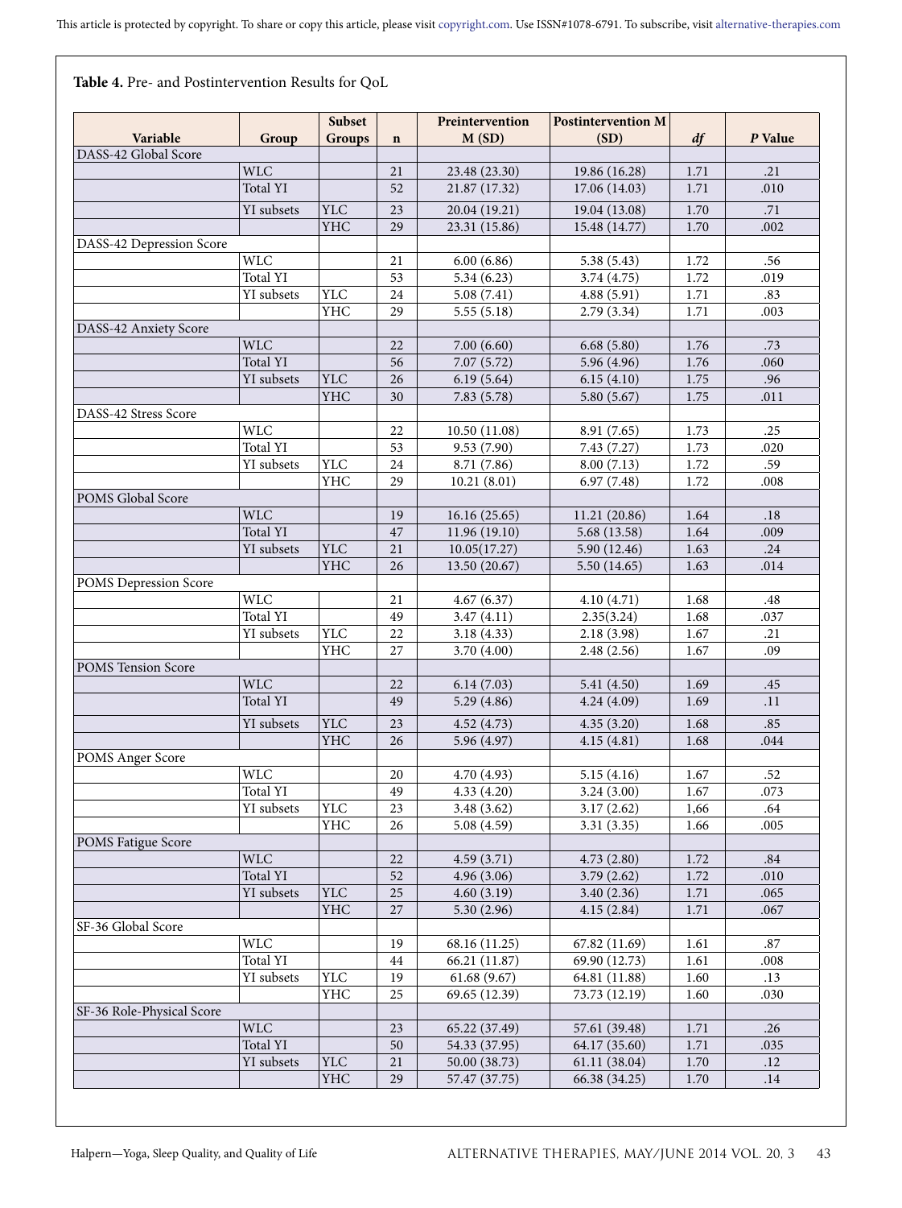**Table 4.** Pre- and Postintervention Results for QoL

| Variable | Group | Subset Groups | n | Preintervention M (SD) | Postintervention M (SD) | *df* | *P* Value |
|---|---|---|---|---|---|---|---|
| DASS-42 Global Score | | | | | | | |
| | WLC | | 21 | 23.48 (23.30) | 19.86 (16.28) | 1.71 | .21 |
| | Total YI | | 52 | 21.87 (17.32) | 17.06 (14.03) | 1.71 | .010 |
| | YI subsets | YLC | 23 | 20.04 (19.21) | 19.04 (13.08) | 1.70 | .71 |
| | | YHC | 29 | 23.31 (15.86) | 15.48 (14.77) | 1.70 | .002 |
| DASS-42 Depression Score | | | | | | | |
| | WLC | | 21 | 6.00 (6.86) | 5.38 (5.43) | 1.72 | .56 |
| | Total YI | | 53 | 5.34 (6.23) | 3.74 (4.75) | 1.72 | .019 |
| | YI subsets | YLC | 24 | 5.08 (7.41) | 4.88 (5.91) | 1.71 | .83 |
| | | YHC | 29 | 5.55 (5.18) | 2.79 (3.34) | 1.71 | .003 |
| DASS-42 Anxiety Score | | | | | | | |
| | WLC | | 22 | 7.00 (6.60) | 6.68 (5.80) | 1.76 | .73 |
| | Total YI | | 56 | 7.07 (5.72) | 5.96 (4.96) | 1.76 | .060 |
| | YI subsets | YLC | 26 | 6.19 (5.64) | 6.15 (4.10) | 1.75 | .96 |
| | | YHC | 30 | 7.83 (5.78) | 5.80 (5.67) | 1.75 | .011 |
| DASS-42 Stress Score | | | | | | | |
| | WLC | | 22 | 10.50 (11.08) | 8.91 (7.65) | 1.73 | .25 |
| | Total YI | | 53 | 9.53 (7.90) | 7.43 (7.27) | 1.73 | .020 |
| | YI subsets | YLC | 24 | 8.71 (7.86) | 8.00 (7.13) | 1.72 | .59 |
| | | YHC | 29 | 10.21 (8.01) | 6.97 (7.48) | 1.72 | .008 |
| POMS Global Score | | | | | | | |
| | WLC | | 19 | 16.16 (25.65) | 11.21 (20.86) | 1.64 | .18 |
| | Total YI | | 47 | 11.96 (19.10) | 5.68 (13.58) | 1.64 | .009 |
| | YI subsets | YLC | 21 | 10.05(17.27) | 5.90 (12.46) | 1.63 | .24 |
| | | YHC | 26 | 13.50 (20.67) | 5.50 (14.65) | 1.63 | .014 |
| POMS Depression Score | | | | | | | |
| | WLC | | 21 | 4.67 (6.37) | 4.10 (4.71) | 1.68 | .48 |
| | Total YI | | 49 | 3.47 (4.11) | 2.35(3.24) | 1.68 | .037 |
| | YI subsets | YLC | 22 | 3.18 (4.33) | 2.18 (3.98) | 1.67 | .21 |
| | | YHC | 27 | 3.70 (4.00) | 2.48 (2.56) | 1.67 | .09 |
| POMS Tension Score | | | | | | | |
| | WLC | | 22 | 6.14 (7.03) | 5.41 (4.50) | 1.69 | .45 |
| | Total YI | | 49 | 5.29 (4.86) | 4.24 (4.09) | 1.69 | .11 |
| | YI subsets | YLC | 23 | 4.52 (4.73) | 4.35 (3.20) | 1.68 | .85 |
| | | YHC | 26 | 5.96 (4.97) | 4.15 (4.81) | 1.68 | .044 |
| POMS Anger Score | | | | | | | |
| | WLC | | 20 | 4.70 (4.93) | 5.15 (4.16) | 1.67 | .52 |
| | Total YI | | 49 | 4.33 (4.20) | 3.24 (3.00) | 1.67 | .073 |
| | YI subsets | YLC | 23 | 3.48 (3.62) | 3.17 (2.62) | 1,66 | .64 |
| | | YHC | 26 | 5.08 (4.59) | 3.31 (3.35) | 1.66 | .005 |
| POMS Fatigue Score | | | | | | | |
| | WLC | | 22 | 4.59 (3.71) | 4.73 (2.80) | 1.72 | .84 |
| | Total YI | | 52 | 4.96 (3.06) | 3.79 (2.62) | 1.72 | .010 |
| | YI subsets | YLC | 25 | 4.60 (3.19) | 3.40 (2.36) | 1.71 | .065 |
| | | YHC | 27 | 5.30 (2.96) | 4.15 (2.84) | 1.71 | .067 |
| SF-36 Global Score | | | | | | | |
| | WLC | | 19 | 68.16 (11.25) | 67.82 (11.69) | 1.61 | .87 |
| | Total YI | | 44 | 66.21 (11.87) | 69.90 (12.73) | 1.61 | .008 |
| | YI subsets | YLC | 19 | 61.68 (9.67) | 64.81 (11.88) | 1.60 | .13 |
| | | YHC | 25 | 69.65 (12.39) | 73.73 (12.19) | 1.60 | .030 |
| SF-36 Role-Physical Score | | | | | | | |
| | WLC | | 23 | 65.22 (37.49) | 57.61 (39.48) | 1.71 | .26 |
| | Total YI | | 50 | 54.33 (37.95) | 64.17 (35.60) | 1.71 | .035 |
| | YI subsets | YLC | 21 | 50.00 (38.73) | 61.11 (38.04) | 1.70 | .12 |
| | | YHC | 29 | 57.47 (37.75) | 66.38 (34.25) | 1.70 | .14 |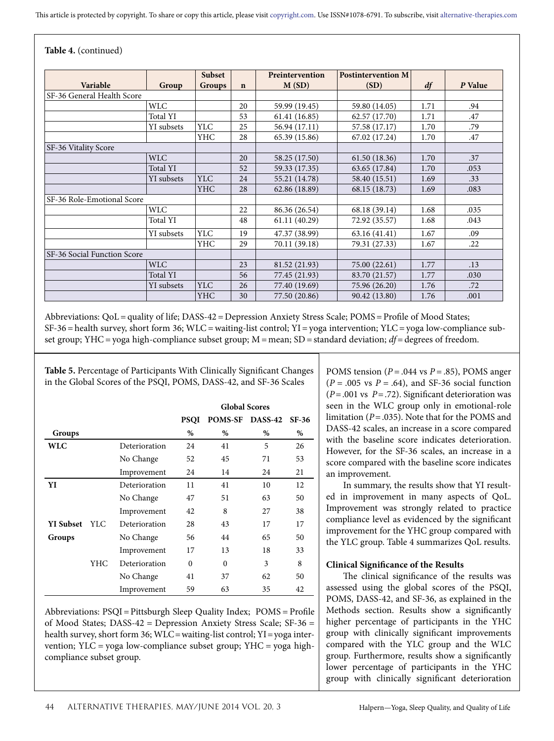**Table 4.** (continued)

| Variable | Group | Subset Groups | n | Preintervention M (SD) | Postintervention M (SD) | *df* | *P* Value |
|---|---|---|---|---|---|---|---|
| SF-36 General Health Score | | | | | | | |
| | WLC | | 20 | 59.99 (19.45) | 59.80 (14.05) | 1.71 | .94 |
| | Total YI | | 53 | 61.41 (16.85) | 62.57 (17.70) | 1.71 | .47 |
| | YI subsets | YLC | 25 | 56.94 (17.11) | 57.58 (17.17) | 1.70 | .79 |
| | | YHC | 28 | 65.39 (15.86) | 67.02 (17.24) | 1.70 | .47 |
| SF-36 Vitality Score | | | | | | | |
| | WLC | | 20 | 58.25 (17.50) | 61.50 (18.36) | 1.70 | .37 |
| | Total YI | | 52 | 59.33 (17.35) | 63.65 (17.84) | 1.70 | .053 |
| | YI subsets | YLC | 24 | 55.21 (14.78) | 58.40 (15.51) | 1.69 | .33 |
| | | YHC | 28 | 62.86 (18.89) | 68.15 (18.73) | 1.69 | .083 |
| SF-36 Role-Emotional Score | | | | | | | |
| | WLC | | 22 | 86.36 (26.54) | 68.18 (39.14) | 1.68 | .035 |
| | Total YI | | 48 | 61.11 (40.29) | 72.92 (35.57) | 1.68 | .043 |
| | YI subsets | YLC | 19 | 47.37 (38.99) | 63.16 (41.41) | 1.67 | .09 |
| | | YHC | 29 | 70.11 (39.18) | 79.31 (27.33) | 1.67 | .22 |
| SF-36 Social Function Score | | | | | | | |
| | WLC | | 23 | 81.52 (21.93) | 75.00 (22.61) | 1.77 | .13 |
| | Total YI | | 56 | 77.45 (21.93) | 83.70 (21.57) | 1.77 | .030 |
| | YI subsets | YLC | 26 | 77.40 (19.69) | 75.96 (26.20) | 1.76 | .72 |
| | | YHC | 30 | 77.50 (20.86) | 90.42 (13.80) | 1.76 | .001 |

Abbreviations: QoL = quality of life; DASS-42 = Depression Anxiety Stress Scale; POMS = Profile of Mood States; SF-36 = health survey, short form 36; WLC = waiting-list control; YI = yoga intervention; YLC = yoga low-compliance subset group; YHC = yoga high-compliance subset group; M = mean; SD = standard deviation; *df* = degrees of freedom.

**Table 5.** Percentage of Participants With Clinically Significant Changes in the Global Scores of the PSQI, POMS, DASS-42, and SF-36 Scales

| | | | Global Scores | | | |
|---|---|---|---|---|---|---|
| | | | PSQI | POMS-SF | DASS-42 | SF-36 |
| Groups | | | % | % | % | % |
| **WLC** | | Deterioration | 24 | 41 | 5 | 26 |
| | | No Change | 52 | 45 | 71 | 53 |
| | | Improvement | 24 | 14 | 24 | 21 |
| **YI** | | Deterioration | 11 | 41 | 10 | 12 |
| | | No Change | 47 | 51 | 63 | 50 |
| | | Improvement | 42 | 8 | 27 | 38 |
| **YI Subset Groups** | YLC | Deterioration | 28 | 43 | 17 | 17 |
| | | No Change | 56 | 44 | 65 | 50 |
| | | Improvement | 17 | 13 | 18 | 33 |
| | YHC | Deterioration | 0 | 0 | 3 | 8 |
| | | No Change | 41 | 37 | 62 | 50 |
| | | Improvement | 59 | 63 | 35 | 42 |

Abbreviations: PSQI = Pittsburgh Sleep Quality Index; POMS = Profile of Mood States; DASS-42 = Depression Anxiety Stress Scale; SF-36 = health survey, short form 36; WLC = waiting-list control; YI = yoga intervention; YLC = yoga low-compliance subset group; YHC = yoga high-compliance subset group.

POMS tension (*P* = .044 vs *P* = .85), POMS anger (*P* = .005 vs *P* = .64), and SF-36 social function (*P* = .001 vs *P* = .72). Significant deterioration was seen in the WLC group only in emotional-role limitation (*P* = .035). Note that for the POMS and DASS-42 scales, an increase in a score compared with the baseline score indicates deterioration. However, for the SF-36 scales, an increase in a score compared with the baseline score indicates an improvement.

In summary, the results show that YI resulted in improvement in many aspects of QoL. Improvement was strongly related to practice compliance level as evidenced by the significant improvement for the YHC group compared with the YLC group. Table 4 summarizes QoL results.

### Clinical Significance of the Results

The clinical significance of the results was assessed using the global scores of the PSQI, POMS, DASS-42, and SF-36, as explained in the Methods section. Results show a significantly higher percentage of participants in the YHC group with clinically significant improvements compared with the YLC group and the WLC group. Furthermore, results show a significantly lower percentage of participants in the YHC group with clinically significant deterioration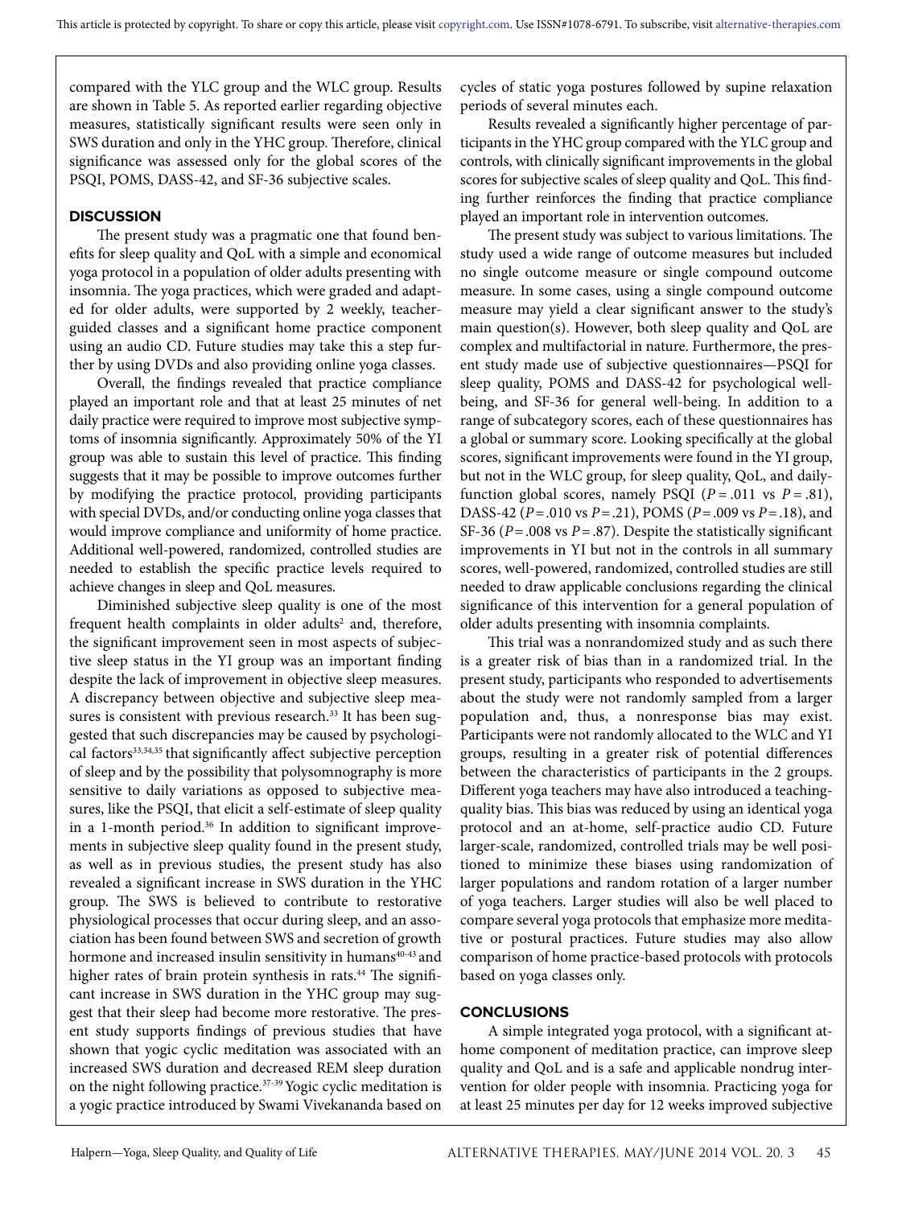compared with the YLC group and the WLC group. Results are shown in Table 5. As reported earlier regarding objective measures, statistically significant results were seen only in SWS duration and only in the YHC group. Therefore, clinical significance was assessed only for the global scores of the PSQI, POMS, DASS-42, and SF-36 subjective scales.

## DISCUSSION

The present study was a pragmatic one that found benefits for sleep quality and QoL with a simple and economical yoga protocol in a population of older adults presenting with insomnia. The yoga practices, which were graded and adapted for older adults, were supported by 2 weekly, teacher-guided classes and a significant home practice component using an audio CD. Future studies may take this a step further by using DVDs and also providing online yoga classes.

Overall, the findings revealed that practice compliance played an important role and that at least 25 minutes of net daily practice were required to improve most subjective symptoms of insomnia significantly. Approximately 50% of the YI group was able to sustain this level of practice. This finding suggests that it may be possible to improve outcomes further by modifying the practice protocol, providing participants with special DVDs, and/or conducting online yoga classes that would improve compliance and uniformity of home practice. Additional well-powered, randomized, controlled studies are needed to establish the specific practice levels required to achieve changes in sleep and QoL measures.

Diminished subjective sleep quality is one of the most frequent health complaints in older adults[2] and, therefore, the significant improvement seen in most aspects of subjective sleep status in the YI group was an important finding despite the lack of improvement in objective sleep measures. A discrepancy between objective and subjective sleep measures is consistent with previous research.[33] It has been suggested that such discrepancies may be caused by psychological factors[33,34,35] that significantly affect subjective perception of sleep and by the possibility that polysomnography is more sensitive to daily variations as opposed to subjective measures, like the PSQI, that elicit a self-estimate of sleep quality in a 1-month period.[36] In addition to significant improvements in subjective sleep quality found in the present study, as well as in previous studies, the present study has also revealed a significant increase in SWS duration in the YHC group. The SWS is believed to contribute to restorative physiological processes that occur during sleep, and an association has been found between SWS and secretion of growth hormone and increased insulin sensitivity in humans[40-43] and higher rates of brain protein synthesis in rats.[44] The significant increase in SWS duration in the YHC group may suggest that their sleep had become more restorative. The present study supports findings of previous studies that have shown that yogic cyclic meditation was associated with an increased SWS duration and decreased REM sleep duration on the night following practice.[37-39] Yogic cyclic meditation is a yogic practice introduced by Swami Vivekananda based on cycles of static yoga postures followed by supine relaxation periods of several minutes each.

Results revealed a significantly higher percentage of participants in the YHC group compared with the YLC group and controls, with clinically significant improvements in the global scores for subjective scales of sleep quality and QoL. This finding further reinforces the finding that practice compliance played an important role in intervention outcomes.

The present study was subject to various limitations. The study used a wide range of outcome measures but included no single outcome measure or single compound outcome measure. In some cases, using a single compound outcome measure may yield a clear significant answer to the study's main question(s). However, both sleep quality and QoL are complex and multifactorial in nature. Furthermore, the present study made use of subjective questionnaires—PSQI for sleep quality, POMS and DASS-42 for psychological well-being, and SF-36 for general well-being. In addition to a range of subcategory scores, each of these questionnaires has a global or summary score. Looking specifically at the global scores, significant improvements were found in the YI group, but not in the WLC group, for sleep quality, QoL, and daily-function global scores, namely PSQI ($P = .011$ vs $P = .81$), DASS-42 ($P = .010$ vs $P = .21$), POMS ($P = .009$ vs $P = .18$), and SF-36 ($P = .008$ vs $P = .87$). Despite the statistically significant improvements in YI but not in the controls in all summary scores, well-powered, randomized, controlled studies are still needed to draw applicable conclusions regarding the clinical significance of this intervention for a general population of older adults presenting with insomnia complaints.

This trial was a nonrandomized study and as such there is a greater risk of bias than in a randomized trial. In the present study, participants who responded to advertisements about the study were not randomly sampled from a larger population and, thus, a nonresponse bias may exist. Participants were not randomly allocated to the WLC and YI groups, resulting in a greater risk of potential differences between the characteristics of participants in the 2 groups. Different yoga teachers may have also introduced a teaching-quality bias. This bias was reduced by using an identical yoga protocol and an at-home, self-practice audio CD. Future larger-scale, randomized, controlled trials may be well positioned to minimize these biases using randomization of larger populations and random rotation of a larger number of yoga teachers. Larger studies will also be well placed to compare several yoga protocols that emphasize more meditative or postural practices. Future studies may also allow comparison of home practice-based protocols with protocols based on yoga classes only.

## CONCLUSIONS

A simple integrated yoga protocol, with a significant at-home component of meditation practice, can improve sleep quality and QoL and is a safe and applicable nondrug intervention for older people with insomnia. Practicing yoga for at least 25 minutes per day for 12 weeks improved subjective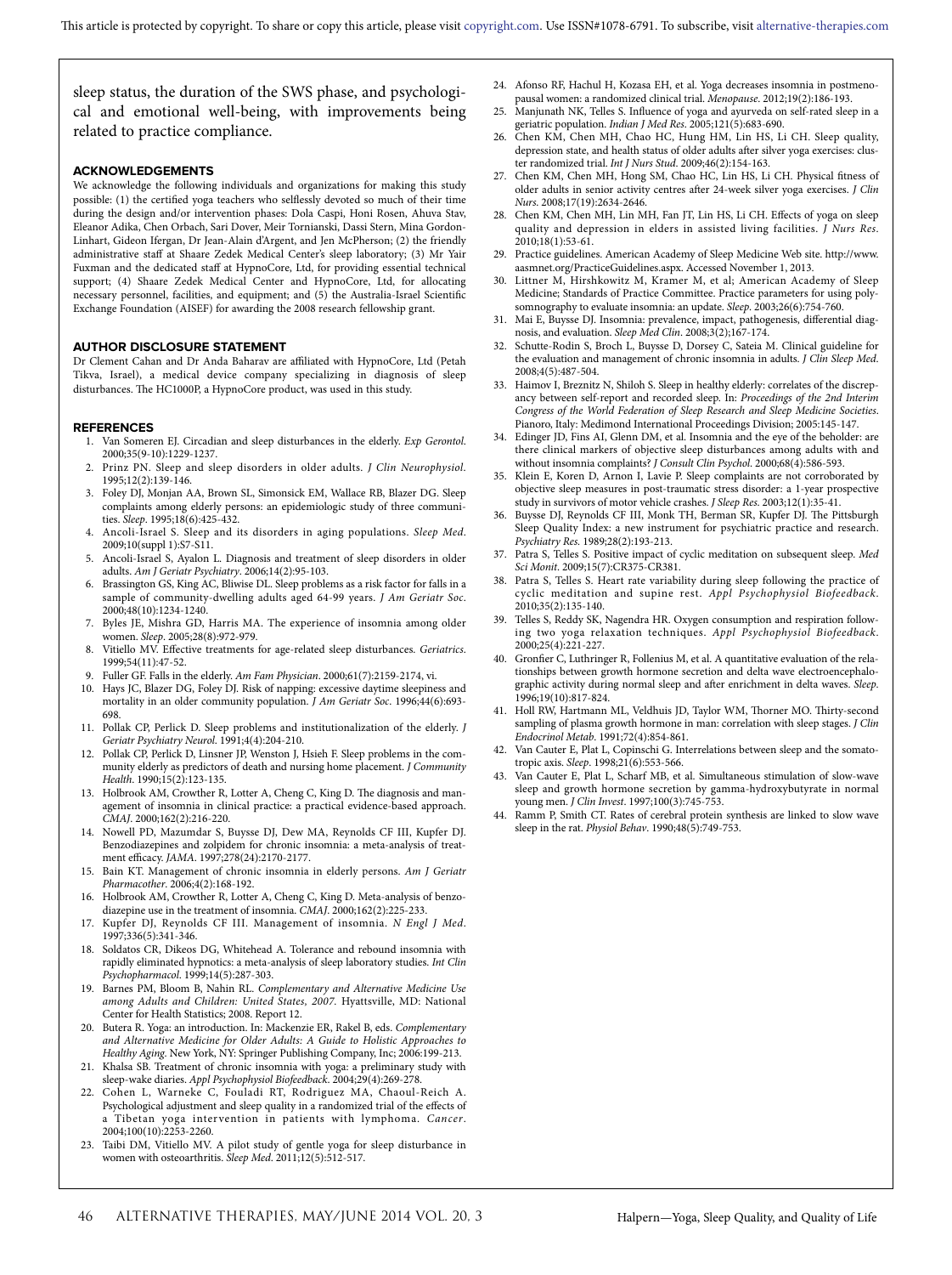sleep status, the duration of the SWS phase, and psychological and emotional well-being, with improvements being related to practice compliance.

## ACKNOWLEDGEMENTS

We acknowledge the following individuals and organizations for making this study possible: (1) the certified yoga teachers who selflessly devoted so much of their time during the design and/or intervention phases: Dola Caspi, Honi Rosen, Ahuva Stav, Eleanor Adika, Chen Orbach, Sari Dover, Meir Tornianski, Dassi Stern, Mina Gordon-Linhart, Gideon Ifergan, Dr Jean-Alain d'Argent, and Jen McPherson; (2) the friendly administrative staff at Shaare Zedek Medical Center's sleep laboratory; (3) Mr Yair Fuxman and the dedicated staff at HypnoCore, Ltd, for providing essential technical support; (4) Shaare Zedek Medical Center and HypnoCore, Ltd, for allocating necessary personnel, facilities, and equipment; and (5) the Australia-Israel Scientific Exchange Foundation (AISEF) for awarding the 2008 research fellowship grant.

## AUTHOR DISCLOSURE STATEMENT

Dr Clement Cahan and Dr Anda Baharav are affiliated with HypnoCore, Ltd (Petah Tikva, Israel), a medical device company specializing in diagnosis of sleep disturbances. The HC1000P, a HypnoCore product, was used in this study.

## REFERENCES

1. Van Someren EJ. Circadian and sleep disturbances in the elderly. *Exp Gerontol*. 2000;35(9-10):1229-1237.
2. Prinz PN. Sleep and sleep disorders in older adults. *J Clin Neurophysiol*. 1995;12(2):139-146.
3. Foley DJ, Monjan AA, Brown SL, Simonsick EM, Wallace RB, Blazer DG. Sleep complaints among elderly persons: an epidemiologic study of three communities. *Sleep*. 1995;18(6):425-432.
4. Ancoli-Israel S. Sleep and its disorders in aging populations. *Sleep Med*. 2009;10(suppl 1):S7-S11.
5. Ancoli-Israel S, Ayalon L. Diagnosis and treatment of sleep disorders in older adults. *Am J Geriatr Psychiatry*. 2006;14(2):95-103.
6. Brassington GS, King AC, Bliwise DL. Sleep problems as a risk factor for falls in a sample of community-dwelling adults aged 64-99 years. *J Am Geriatr Soc*. 2000;48(10):1234-1240.
7. Byles JE, Mishra GD, Harris MA. The experience of insomnia among older women. *Sleep*. 2005;28(8):972-979.
8. Vitiello MV. Effective treatments for age-related sleep disturbances. *Geriatrics*. 1999;54(11):47-52.
9. Fuller GF. Falls in the elderly. *Am Fam Physician*. 2000;61(7):2159-2174, vi.
10. Hays JC, Blazer DG, Foley DJ. Risk of napping: excessive daytime sleepiness and mortality in an older community population. *J Am Geriatr Soc*. 1996;44(6):693-698.
11. Pollak CP, Perlick D. Sleep problems and institutionalization of the elderly. *J Geriatr Psychiatry Neurol*. 1991;4(4):204-210.
12. Pollak CP, Perlick D, Linsner JP, Wenston J, Hsieh F. Sleep problems in the community elderly as predictors of death and nursing home placement. *J Community Health*. 1990;15(2):123-135.
13. Holbrook AM, Crowther R, Lotter A, Cheng C, King D. The diagnosis and management of insomnia in clinical practice: a practical evidence-based approach. *CMAJ*. 2000;162(2):216-220.
14. Nowell PD, Mazumdar S, Buysse DJ, Dew MA, Reynolds CF III, Kupfer DJ. Benzodiazepines and zolpidem for chronic insomnia: a meta-analysis of treatment efficacy. *JAMA*. 1997;278(24):2170-2177.
15. Bain KT. Management of chronic insomnia in elderly persons. *Am J Geriatr Pharmacother*. 2006;4(2):168-192.
16. Holbrook AM, Crowther R, Lotter A, Cheng C, King D. Meta-analysis of benzodiazepine use in the treatment of insomnia. *CMAJ*. 2000;162(2):225-233.
17. Kupfer DJ, Reynolds CF III. Management of insomnia. *N Engl J Med*. 1997;336(5):341-346.
18. Soldatos CR, Dikeos DG, Whitehead A. Tolerance and rebound insomnia with rapidly eliminated hypnotics: a meta-analysis of sleep laboratory studies. *Int Clin Psychopharmacol*. 1999;14(5):287-303.
19. Barnes PM, Bloom B, Nahin RL. *Complementary and Alternative Medicine Use among Adults and Children: United States, 2007*. Hyattsville, MD: National Center for Health Statistics; 2008. Report 12.
20. Butera R. Yoga: an introduction. In: Mackenzie ER, Rakel B, eds. *Complementary and Alternative Medicine for Older Adults: A Guide to Holistic Approaches to Healthy Aging*. New York, NY: Springer Publishing Company, Inc; 2006:199-213.
21. Khalsa SB. Treatment of chronic insomnia with yoga: a preliminary study with sleep-wake diaries. *Appl Psychophysiol Biofeedback*. 2004;29(4):269-278.
22. Cohen L, Warneke C, Fouladi RT, Rodriguez MA, Chaoul-Reich A. Psychological adjustment and sleep quality in a randomized trial of the effects of a Tibetan yoga intervention in patients with lymphoma. *Cancer*. 2004;100(10):2253-2260.
23. Taibi DM, Vitiello MV. A pilot study of gentle yoga for sleep disturbance in women with osteoarthritis. *Sleep Med*. 2011;12(5):512-517.
24. Afonso RF, Hachul H, Kozasa EH, et al. Yoga decreases insomnia in postmenopausal women: a randomized clinical trial. *Menopause*. 2012;19(2):186-193.
25. Manjunath NK, Telles S. Influence of yoga and ayurveda on self-rated sleep in a geriatric population. *Indian J Med Res*. 2005;121(5):683-690.
26. Chen KM, Chen MH, Chao HC, Hung HM, Lin HS, Li CH. Sleep quality, depression state, and health status of older adults after silver yoga exercises: cluster randomized trial. *Int J Nurs Stud*. 2009;46(2):154-163.
27. Chen KM, Chen MH, Hong SM, Chao HC, Lin HS, Li CH. Physical fitness of older adults in senior activity centres after 24-week silver yoga exercises. *J Clin Nurs*. 2008;17(19):2634-2646.
28. Chen KM, Chen MH, Lin MH, Fan JT, Lin HS, Li CH. Effects of yoga on sleep quality and depression in elders in assisted living facilities. *J Nurs Res*. 2010;18(1):53-61.
29. Practice guidelines. American Academy of Sleep Medicine Web site. http://www.aasmnet.org/PracticeGuidelines.aspx. Accessed November 1, 2013.
30. Littner M, Hirshkowitz M, Kramer M, et al; American Academy of Sleep Medicine; Standards of Practice Committee. Practice parameters for using polysomnography to evaluate insomnia: an update. *Sleep*. 2003;26(6):754-760.
31. Mai E, Buysse DJ. Insomnia: prevalence, impact, pathogenesis, differential diagnosis, and evaluation. *Sleep Med Clin*. 2008;3(2);167-174.
32. Schutte-Rodin S, Broch L, Buysse D, Dorsey C, Sateia M. Clinical guideline for the evaluation and management of chronic insomnia in adults. *J Clin Sleep Med*. 2008;4(5):487-504.
33. Haimov I, Breznitz N, Shiloh S. Sleep in healthy elderly: correlates of the discrepancy between self-report and recorded sleep. In: *Proceedings of the 2nd Interim Congress of the World Federation of Sleep Research and Sleep Medicine Societies*. Pianoro, Italy: Medimond International Proceedings Division; 2005:145-147.
34. Edinger JD, Fins AI, Glenn DM, et al. Insomnia and the eye of the beholder: are there clinical markers of objective sleep disturbances among adults with and without insomnia complaints? *J Consult Clin Psychol*. 2000;68(4):586-593.
35. Klein E, Koren D, Arnon I, Lavie P. Sleep complaints are not corroborated by objective sleep measures in post-traumatic stress disorder: a 1-year prospective study in survivors of motor vehicle crashes. *J Sleep Res*. 2003;12(1):35-41.
36. Buysse DJ, Reynolds CF III, Monk TH, Berman SR, Kupfer DJ. The Pittsburgh Sleep Quality Index: a new instrument for psychiatric practice and research. *Psychiatry Res*. 1989;28(2):193-213.
37. Patra S, Telles S. Positive impact of cyclic meditation on subsequent sleep. *Med Sci Monit*. 2009;15(7):CR375-CR381.
38. Patra S, Telles S. Heart rate variability during sleep following the practice of cyclic meditation and supine rest. *Appl Psychophysiol Biofeedback*. 2010;35(2):135-140.
39. Telles S, Reddy SK, Nagendra HR. Oxygen consumption and respiration following two yoga relaxation techniques. *Appl Psychophysiol Biofeedback*. 2000;25(4):221-227.
40. Gronfier C, Luthringer R, Follenius M, et al. A quantitative evaluation of the relationships between growth hormone secretion and delta wave electroencephalographic activity during normal sleep and after enrichment in delta waves. *Sleep*. 1996;19(10):817-824.
41. Holl RW, Hartmann ML, Veldhuis JD, Taylor WM, Thorner MO. Thirty-second sampling of plasma growth hormone in man: correlation with sleep stages. *J Clin Endocrinol Metab*. 1991;72(4):854-861.
42. Van Cauter E, Plat L, Copinschi G. Interrelations between sleep and the somatotropic axis. *Sleep*. 1998;21(6):553-566.
43. Van Cauter E, Plat L, Scharf MB, et al. Simultaneous stimulation of slow-wave sleep and growth hormone secretion by gamma-hydroxybutyrate in normal young men. *J Clin Invest*. 1997;100(3):745-753.
44. Ramm P, Smith CT. Rates of cerebral protein synthesis are linked to slow wave sleep in the rat. *Physiol Behav*. 1990;48(5):749-753.